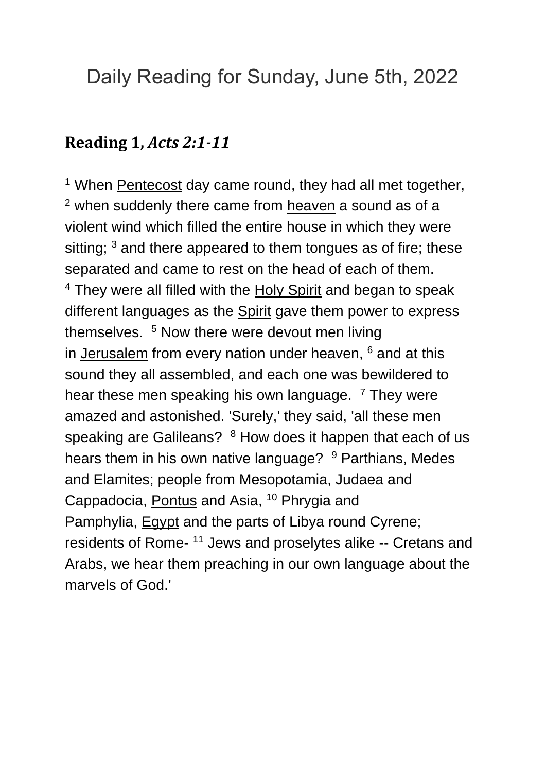# Daily Reading for Sunday, June 5th, 2022

## Reading 1, *Acts 2:1-11*

[1] When Pentecost day came round, they had all met together, [2] when suddenly there came from heaven a sound as of a violent wind which filled the entire house in which they were sitting; [3] and there appeared to them tongues as of fire; these separated and came to rest on the head of each of them. [4] They were all filled with the Holy Spirit and began to speak different languages as the Spirit gave them power to express themselves. [5] Now there were devout men living in Jerusalem from every nation under heaven, [6] and at this sound they all assembled, and each one was bewildered to hear these men speaking his own language. [7] They were amazed and astonished. 'Surely,' they said, 'all these men speaking are Galileans? [8] How does it happen that each of us hears them in his own native language? [9] Parthians, Medes and Elamites; people from Mesopotamia, Judaea and Cappadocia, Pontus and Asia, [10] Phrygia and Pamphylia, Egypt and the parts of Libya round Cyrene; residents of Rome- [11] Jews and proselytes alike -- Cretans and Arabs, we hear them preaching in our own language about the marvels of God.'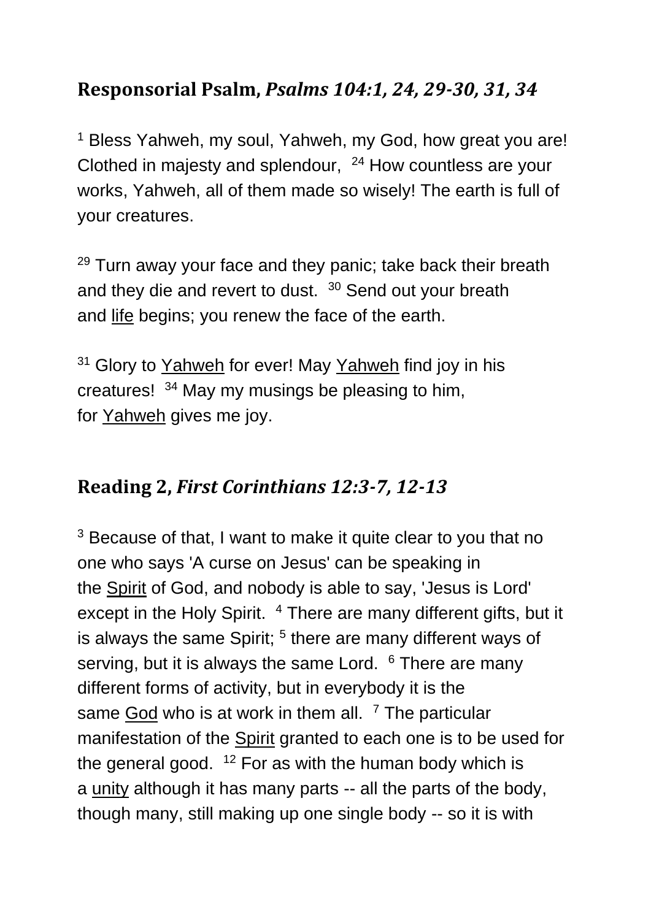## Responsorial Psalm, *Psalms 104:1, 24, 29-30, 31, 34*

[1] Bless Yahweh, my soul, Yahweh, my God, how great you are! Clothed in majesty and splendour, [24] How countless are your works, Yahweh, all of them made so wisely! The earth is full of your creatures.

[29] Turn away your face and they panic; take back their breath and they die and revert to dust. [30] Send out your breath and life begins; you renew the face of the earth.

[31] Glory to Yahweh for ever! May Yahweh find joy in his creatures! [34] May my musings be pleasing to him, for Yahweh gives me joy.

## Reading 2, *First Corinthians 12:3-7, 12-13*

[3] Because of that, I want to make it quite clear to you that no one who says 'A curse on Jesus' can be speaking in the Spirit of God, and nobody is able to say, 'Jesus is Lord' except in the Holy Spirit. [4] There are many different gifts, but it is always the same Spirit; [5] there are many different ways of serving, but it is always the same Lord. [6] There are many different forms of activity, but in everybody it is the same God who is at work in them all. [7] The particular manifestation of the Spirit granted to each one is to be used for the general good. [12] For as with the human body which is a unity although it has many parts -- all the parts of the body, though many, still making up one single body -- so it is with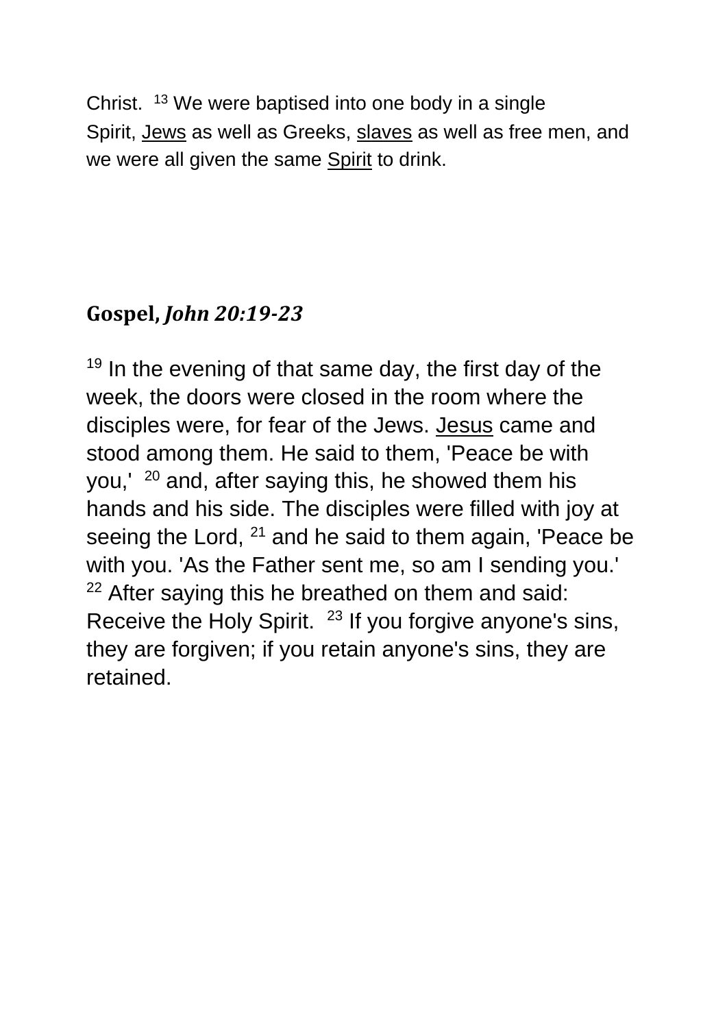Christ. [13] We were baptised into one body in a single Spirit, Jews as well as Greeks, slaves as well as free men, and we were all given the same Spirit to drink.

## Gospel, *John 20:19-23*

[19] In the evening of that same day, the first day of the week, the doors were closed in the room where the disciples were, for fear of the Jews. Jesus came and stood among them. He said to them, 'Peace be with you,' [20] and, after saying this, he showed them his hands and his side. The disciples were filled with joy at seeing the Lord, [21] and he said to them again, 'Peace be with you. 'As the Father sent me, so am I sending you.' [22] After saying this he breathed on them and said: Receive the Holy Spirit. [23] If you forgive anyone's sins, they are forgiven; if you retain anyone's sins, they are retained.